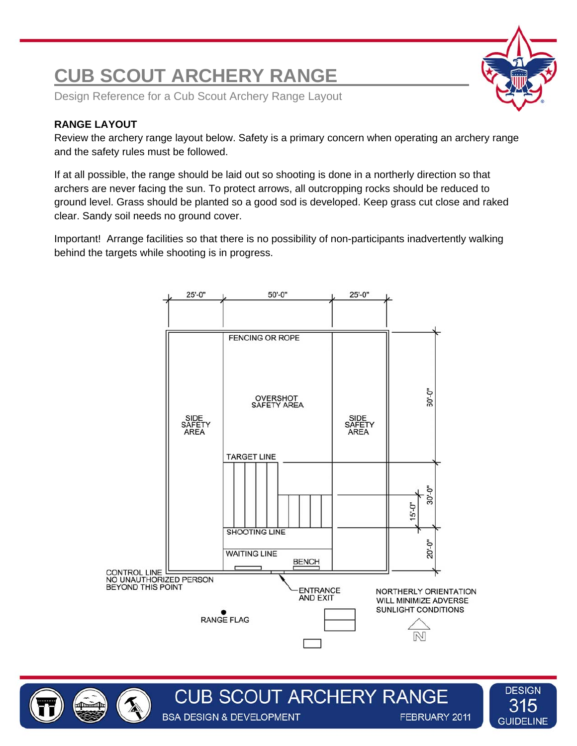# CUB SCOUT ARCHERY RANGE

Design Reference for a Cub Scout Archery Range Layout

**RANGE LAYOUT**

Review the archery range layout below. Safety is a primary concern when operating an archery range and the safety rules must be followed.

If at all possible, the range should be laid out so shooting is done in a northerly direction so that archers are never facing the sun. To protect arrows, all outcropping rocks should be reduced to ground level. Grass should be planted so a good sod is developed. Keep grass cut close and raked clear. Sandy soil needs no ground cover.

Important! Arrange facilities so that there is no possibility of non-participants inadvertently walking behind the targets while shooting is in progress.

25'-0" 50'-0" 25'-0"

FENCING OR ROPE

OVERSHOT SAFETY AREA

SIDE SAFETY AREA

SIDE SAFETY AREA

30'-0"

TARGET LINE

30'-0"

15'-0"

SHOOTING LINE

WAITING LINE

BENCH

20'-0"

CONTROL LINE
NO UNAUTHORIZED PERSON
BEYOND THIS POINT

ENTRANCE AND EXIT

RANGE FLAG

NORTHERLY ORIENTATION WILL MINIMIZE ADVERSE SUNLIGHT CONDITIONS

N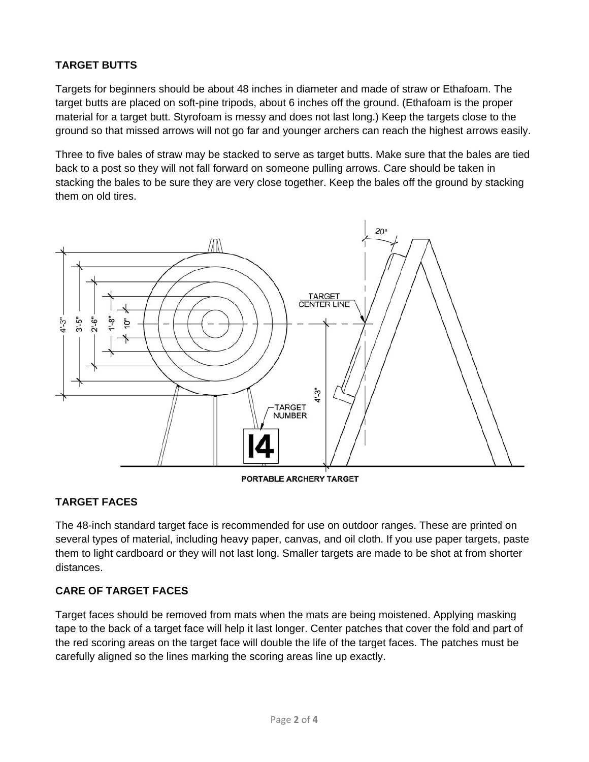### TARGET BUTTS

Targets for beginners should be about 48 inches in diameter and made of straw or Ethafoam. The target butts are placed on soft-pine tripods, about 6 inches off the ground. (Ethafoam is the proper material for a target butt. Styrofoam is messy and does not last long.) Keep the targets close to the ground so that missed arrows will not go far and younger archers can reach the highest arrows easily.

Three to five bales of straw may be stacked to serve as target butts. Make sure that the bales are tied back to a post so they will not fall forward on someone pulling arrows. Care should be taken in stacking the bales to be sure they are very close together. Keep the bales off the ground by stacking them on old tires.

PORTABLE ARCHERY TARGET

### TARGET FACES

The 48-inch standard target face is recommended for use on outdoor ranges. These are printed on several types of material, including heavy paper, canvas, and oil cloth. If you use paper targets, paste them to light cardboard or they will not last long. Smaller targets are made to be shot at from shorter distances.

### CARE OF TARGET FACES

Target faces should be removed from mats when the mats are being moistened. Applying masking tape to the back of a target face will help it last longer. Center patches that cover the fold and part of the red scoring areas on the target face will double the life of the target faces. The patches must be carefully aligned so the lines marking the scoring areas line up exactly.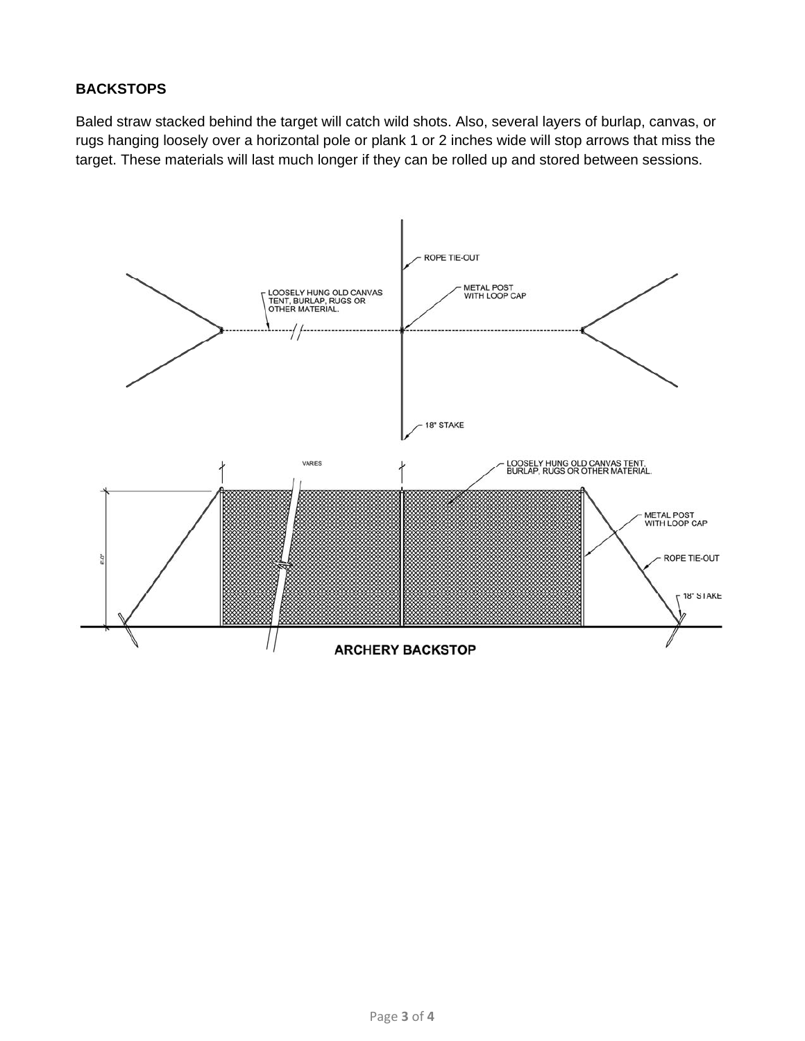**BACKSTOPS**

Baled straw stacked behind the target will catch wild shots. Also, several layers of burlap, canvas, or rugs hanging loosely over a horizontal pole or plank 1 or 2 inches wide will stop arrows that miss the target. These materials will last much longer if they can be rolled up and stored between sessions.

ROPE TIE-OUT

LOOSELY HUNG OLD CANVAS TENT, BURLAP, RUGS OR OTHER MATERIAL.

METAL POST WITH LOOP CAP

18" STAKE

VARIES

LOOSELY HUNG OLD CANVAS TENT, BURLAP, RUGS OR OTHER MATERIAL.

6'-0"

METAL POST WITH LOOP CAP

ROPE TIE-OUT

18" STAKE

**ARCHERY BACKSTOP**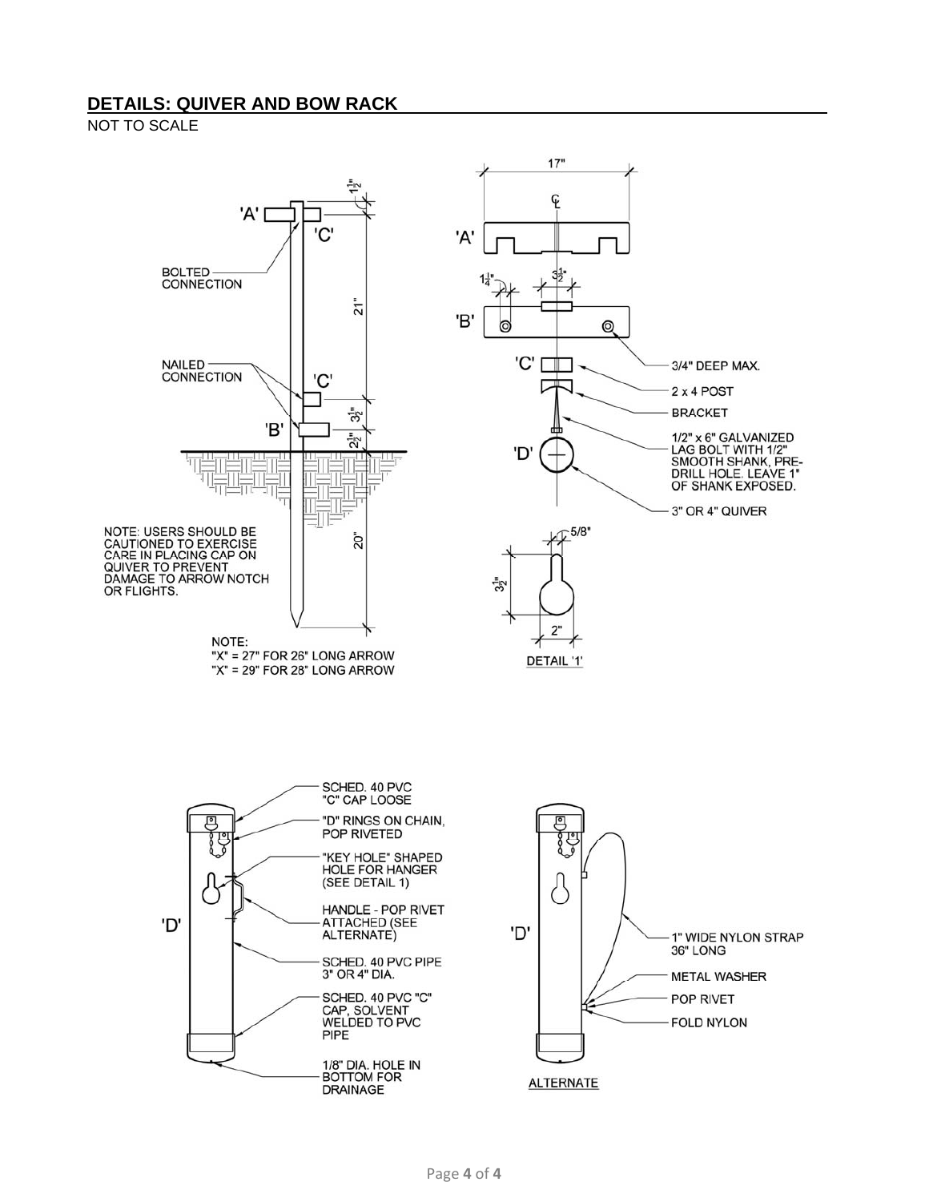## DETAILS: QUIVER AND BOW RACK

NOT TO SCALE

'A'

'C'

BOLTED CONNECTION

$1\frac{1}{2}$"

21"

NAILED CONNECTION

'C'

$3\frac{1}{2}$"

'B'

$2\frac{1}{2}$"

20"

NOTE: USERS SHOULD BE CAUTIONED TO EXERCISE CARE IN PLACING CAP ON QUIVER TO PREVENT DAMAGE TO ARROW NOTCH OR FLIGHTS.

NOTE:
"X" = 27" FOR 26" LONG ARROW
"X" = 29" FOR 28" LONG ARROW

17"

℄

'A'

$1\frac{1}{4}$"

$3\frac{1}{2}$"

'B'

'C'

'D'

3/4" DEEP MAX.

2 x 4 POST

BRACKET

1/2" x 6" GALVANIZED LAG BOLT WITH 1/2" SMOOTH SHANK, PRE-DRILL HOLE. LEAVE 1" OF SHANK EXPOSED.

3" OR 4" QUIVER

5/8"

$3\frac{1}{2}$"

2"

DETAIL '1'

'D'

SCHED. 40 PVC "C" CAP LOOSE

"D" RINGS ON CHAIN, POP RIVETED

"KEY HOLE" SHAPED HOLE FOR HANGER (SEE DETAIL 1)

HANDLE - POP RIVET ATTACHED (SEE ALTERNATE)

SCHED. 40 PVC PIPE 3" OR 4" DIA.

SCHED. 40 PVC "C" CAP, SOLVENT WELDED TO PVC PIPE

1/8" DIA. HOLE IN BOTTOM FOR DRAINAGE

'D'

1" WIDE NYLON STRAP 36" LONG

METAL WASHER

POP RIVET

FOLD NYLON

ALTERNATE